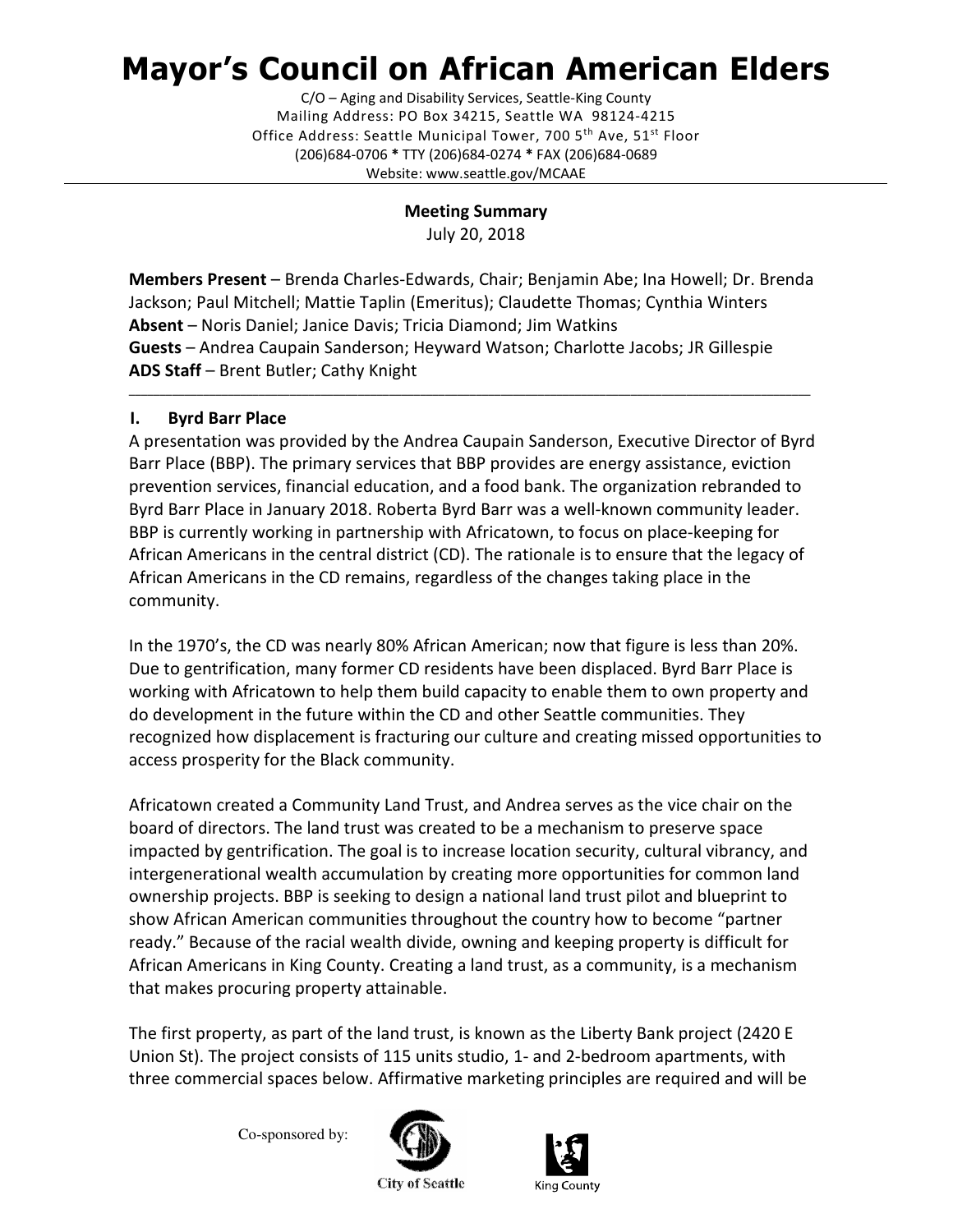# Mayor's Council on African American Elders

C/O – Aging and Disability Services, Seattle-King County
Mailing Address: PO Box 34215, Seattle WA 98124-4215
Office Address: Seattle Municipal Tower, 700 5th Ave, 51st Floor
(206)684-0706 * TTY (206)684-0274 * FAX (206)684-0689
Website: www.seattle.gov/MCAAE

**Meeting Summary**
July 20, 2018

**Members Present** – Brenda Charles-Edwards, Chair; Benjamin Abe; Ina Howell; Dr. Brenda Jackson; Paul Mitchell; Mattie Taplin (Emeritus); Claudette Thomas; Cynthia Winters
**Absent** – Noris Daniel; Janice Davis; Tricia Diamond; Jim Watkins
**Guests** – Andrea Caupain Sanderson; Heyward Watson; Charlotte Jacobs; JR Gillespie
**ADS Staff** – Brent Butler; Cathy Knight

---

## I. Byrd Barr Place

A presentation was provided by the Andrea Caupain Sanderson, Executive Director of Byrd Barr Place (BBP). The primary services that BBP provides are energy assistance, eviction prevention services, financial education, and a food bank. The organization rebranded to Byrd Barr Place in January 2018. Roberta Byrd Barr was a well-known community leader. BBP is currently working in partnership with Africatown, to focus on place-keeping for African Americans in the central district (CD). The rationale is to ensure that the legacy of African Americans in the CD remains, regardless of the changes taking place in the community.

In the 1970's, the CD was nearly 80% African American; now that figure is less than 20%. Due to gentrification, many former CD residents have been displaced. Byrd Barr Place is working with Africatown to help them build capacity to enable them to own property and do development in the future within the CD and other Seattle communities. They recognized how displacement is fracturing our culture and creating missed opportunities to access prosperity for the Black community.

Africatown created a Community Land Trust, and Andrea serves as the vice chair on the board of directors. The land trust was created to be a mechanism to preserve space impacted by gentrification. The goal is to increase location security, cultural vibrancy, and intergenerational wealth accumulation by creating more opportunities for common land ownership projects. BBP is seeking to design a national land trust pilot and blueprint to show African American communities throughout the country how to become "partner ready." Because of the racial wealth divide, owning and keeping property is difficult for African Americans in King County. Creating a land trust, as a community, is a mechanism that makes procuring property attainable.

The first property, as part of the land trust, is known as the Liberty Bank project (2420 E Union St). The project consists of 115 units studio, 1- and 2-bedroom apartments, with three commercial spaces below. Affirmative marketing principles are required and will be

Co-sponsored by: City of Seattle, King County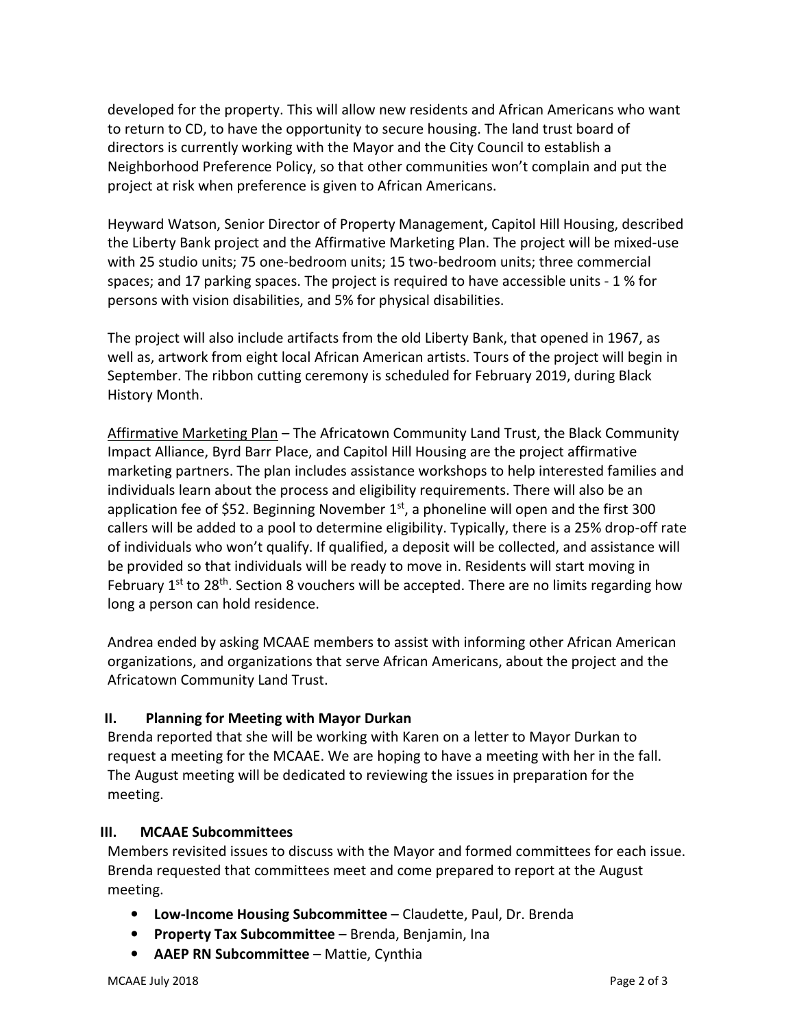developed for the property. This will allow new residents and African Americans who want to return to CD, to have the opportunity to secure housing. The land trust board of directors is currently working with the Mayor and the City Council to establish a Neighborhood Preference Policy, so that other communities won't complain and put the project at risk when preference is given to African Americans.

Heyward Watson, Senior Director of Property Management, Capitol Hill Housing, described the Liberty Bank project and the Affirmative Marketing Plan. The project will be mixed-use with 25 studio units; 75 one-bedroom units; 15 two-bedroom units; three commercial spaces; and 17 parking spaces. The project is required to have accessible units - 1 % for persons with vision disabilities, and 5% for physical disabilities.

The project will also include artifacts from the old Liberty Bank, that opened in 1967, as well as, artwork from eight local African American artists. Tours of the project will begin in September. The ribbon cutting ceremony is scheduled for February 2019, during Black History Month.

Affirmative Marketing Plan – The Africatown Community Land Trust, the Black Community Impact Alliance, Byrd Barr Place, and Capitol Hill Housing are the project affirmative marketing partners. The plan includes assistance workshops to help interested families and individuals learn about the process and eligibility requirements. There will also be an application fee of $52. Beginning November 1st, a phoneline will open and the first 300 callers will be added to a pool to determine eligibility. Typically, there is a 25% drop-off rate of individuals who won't qualify. If qualified, a deposit will be collected, and assistance will be provided so that individuals will be ready to move in. Residents will start moving in February 1st to 28th. Section 8 vouchers will be accepted. There are no limits regarding how long a person can hold residence.

Andrea ended by asking MCAAE members to assist with informing other African American organizations, and organizations that serve African Americans, about the project and the Africatown Community Land Trust.

## II. Planning for Meeting with Mayor Durkan

Brenda reported that she will be working with Karen on a letter to Mayor Durkan to request a meeting for the MCAAE. We are hoping to have a meeting with her in the fall. The August meeting will be dedicated to reviewing the issues in preparation for the meeting.

## III. MCAAE Subcommittees

Members revisited issues to discuss with the Mayor and formed committees for each issue. Brenda requested that committees meet and come prepared to report at the August meeting.

- **Low-Income Housing Subcommittee** – Claudette, Paul, Dr. Brenda
- **Property Tax Subcommittee** – Brenda, Benjamin, Ina
- **AAEP RN Subcommittee** – Mattie, Cynthia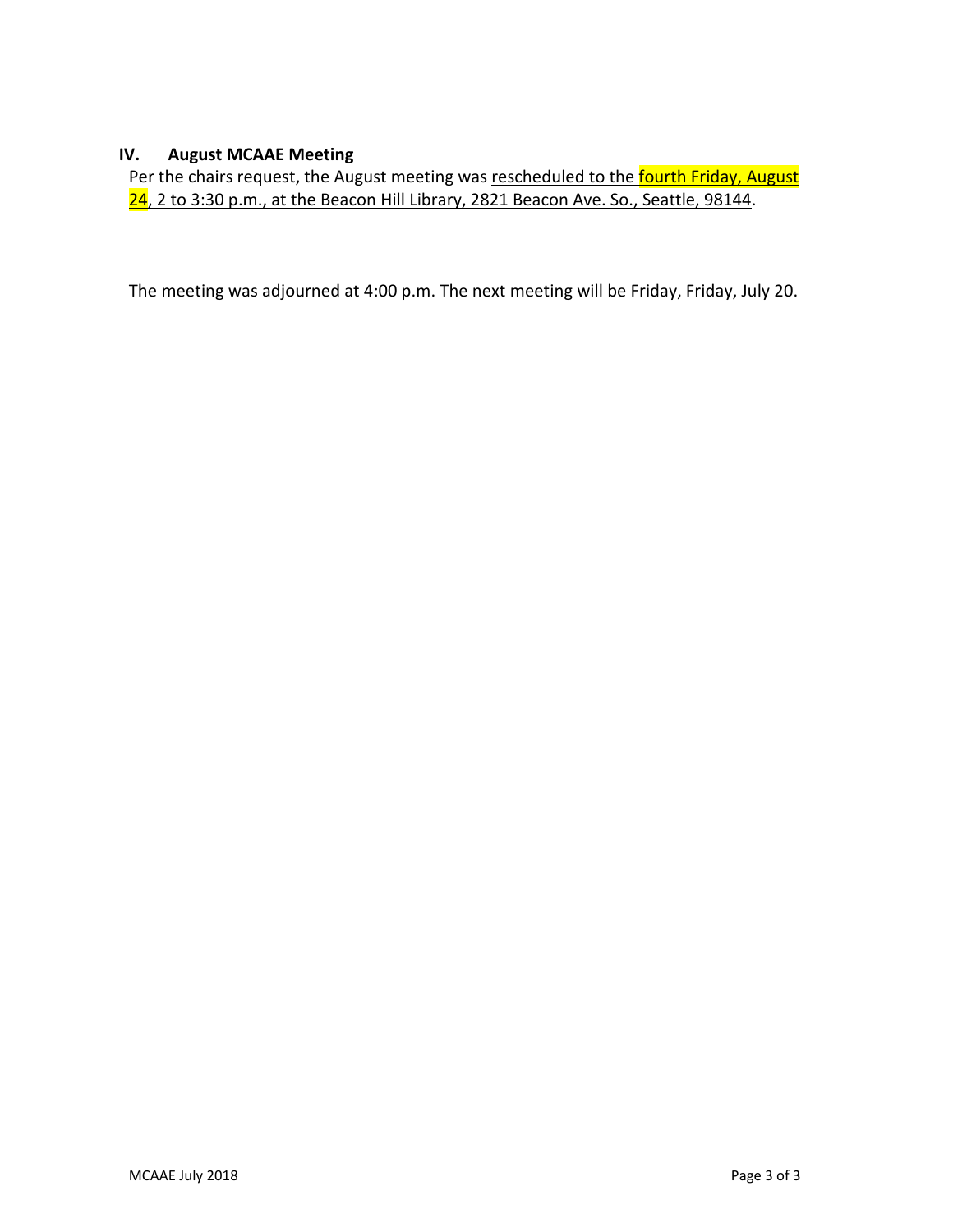## IV. August MCAAE Meeting

Per the chairs request, the August meeting was rescheduled to the fourth Friday, August 24, 2 to 3:30 p.m., at the Beacon Hill Library, 2821 Beacon Ave. So., Seattle, 98144.

The meeting was adjourned at 4:00 p.m. The next meeting will be Friday, Friday, July 20.